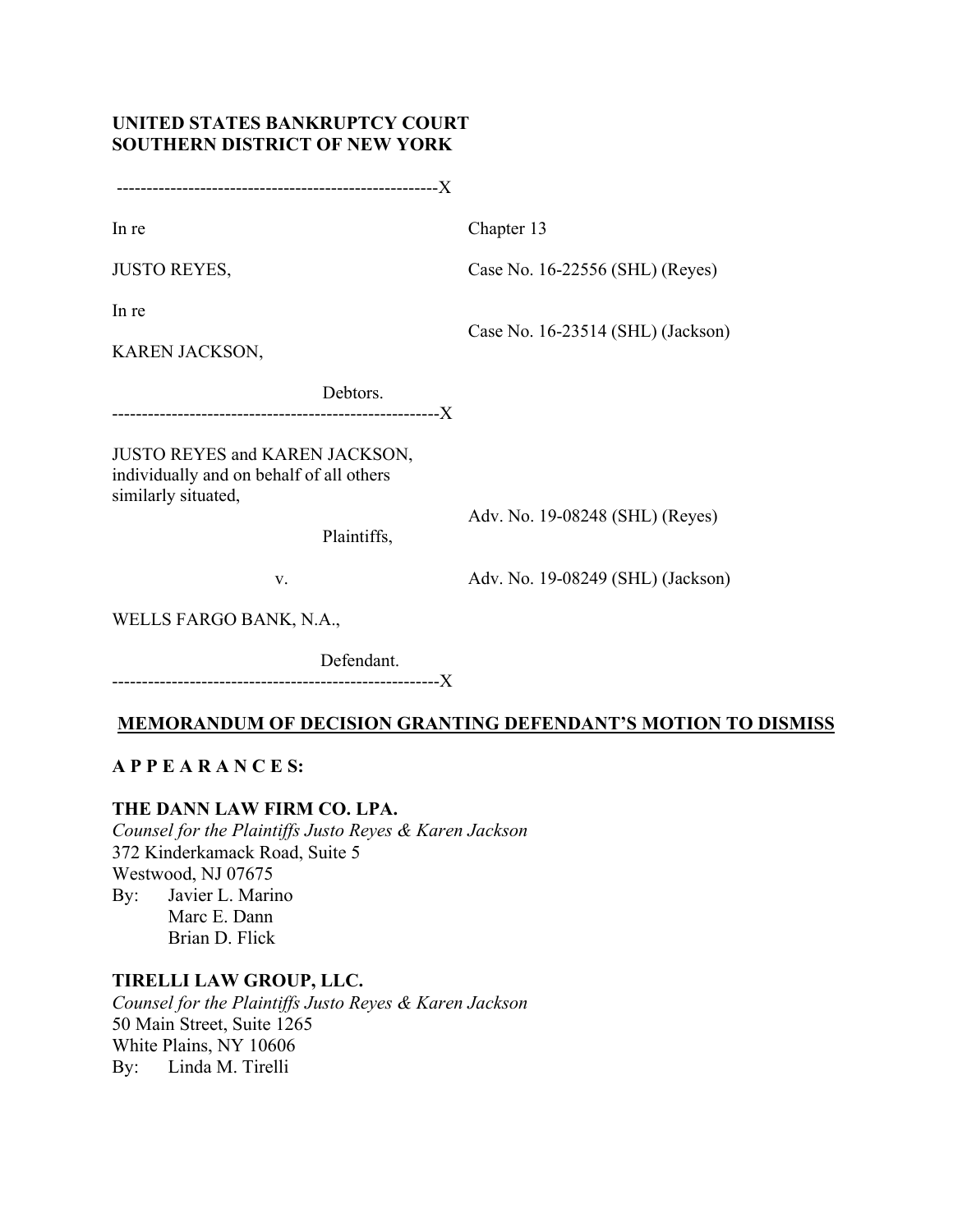**UNITED STATES BANKRUPTCY COURT**
**SOUTHERN DISTRICT OF NEW YORK**

-------------------------------------------------------X

In re

JUSTO REYES,

In re

KAREN JACKSON,

Debtors.

-------------------------------------------------------X

Chapter 13

Case No. 16-22556 (SHL) (Reyes)

Case No. 16-23514 (SHL) (Jackson)

JUSTO REYES and KAREN JACKSON, individually and on behalf of all others similarly situated,

Plaintiffs,

v.

WELLS FARGO BANK, N.A.,

Defendant.

-------------------------------------------------------X

Adv. No. 19-08248 (SHL) (Reyes)

Adv. No. 19-08249 (SHL) (Jackson)

## MEMORANDUM OF DECISION GRANTING DEFENDANT'S MOTION TO DISMISS

**A P P E A R A N C E S:**

**THE DANN LAW FIRM CO. LPA.**
*Counsel for the Plaintiffs Justo Reyes & Karen Jackson*
372 Kinderkamack Road, Suite 5
Westwood, NJ 07675
By: Javier L. Marino
Marc E. Dann
Brian D. Flick

**TIRELLI LAW GROUP, LLC.**
*Counsel for the Plaintiffs Justo Reyes & Karen Jackson*
50 Main Street, Suite 1265
White Plains, NY 10606
By: Linda M. Tirelli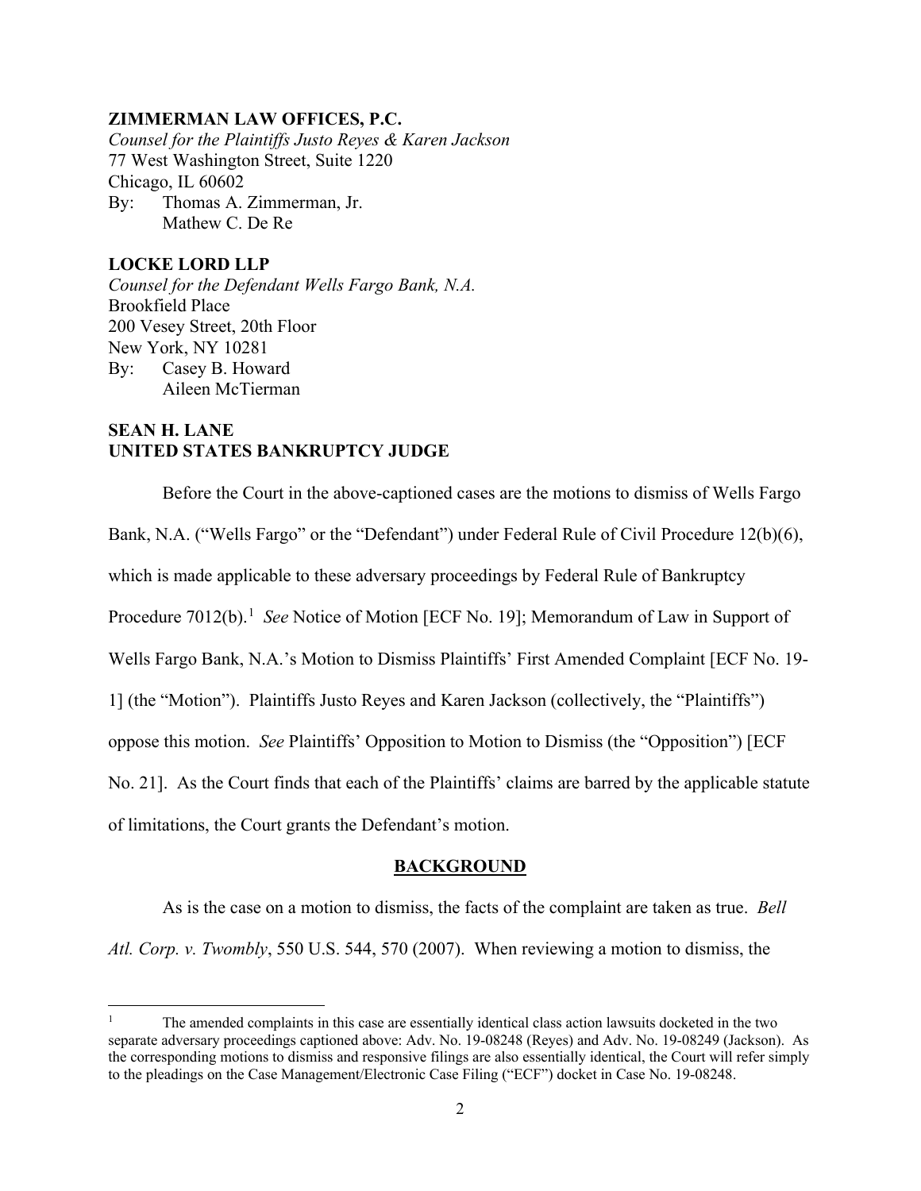**ZIMMERMAN LAW OFFICES, P.C.**
*Counsel for the Plaintiffs Justo Reyes & Karen Jackson*
77 West Washington Street, Suite 1220
Chicago, IL 60602
By: Thomas A. Zimmerman, Jr.
Mathew C. De Re

**LOCKE LORD LLP**
*Counsel for the Defendant Wells Fargo Bank, N.A.*
Brookfield Place
200 Vesey Street, 20th Floor
New York, NY 10281
By: Casey B. Howard
Aileen McTierman

**SEAN H. LANE**
**UNITED STATES BANKRUPTCY JUDGE**

Before the Court in the above-captioned cases are the motions to dismiss of Wells Fargo Bank, N.A. ("Wells Fargo" or the "Defendant") under Federal Rule of Civil Procedure 12(b)(6), which is made applicable to these adversary proceedings by Federal Rule of Bankruptcy Procedure 7012(b).[1] *See* Notice of Motion [ECF No. 19]; Memorandum of Law in Support of Wells Fargo Bank, N.A.'s Motion to Dismiss Plaintiffs' First Amended Complaint [ECF No. 19-1] (the "Motion"). Plaintiffs Justo Reyes and Karen Jackson (collectively, the "Plaintiffs") oppose this motion. *See* Plaintiffs' Opposition to Motion to Dismiss (the "Opposition") [ECF No. 21]. As the Court finds that each of the Plaintiffs' claims are barred by the applicable statute of limitations, the Court grants the Defendant's motion.

## BACKGROUND

As is the case on a motion to dismiss, the facts of the complaint are taken as true. *Bell Atl. Corp. v. Twombly*, 550 U.S. 544, 570 (2007). When reviewing a motion to dismiss, the

---

[1] The amended complaints in this case are essentially identical class action lawsuits docketed in the two separate adversary proceedings captioned above: Adv. No. 19-08248 (Reyes) and Adv. No. 19-08249 (Jackson). As the corresponding motions to dismiss and responsive filings are also essentially identical, the Court will refer simply to the pleadings on the Case Management/Electronic Case Filing ("ECF") docket in Case No. 19-08248.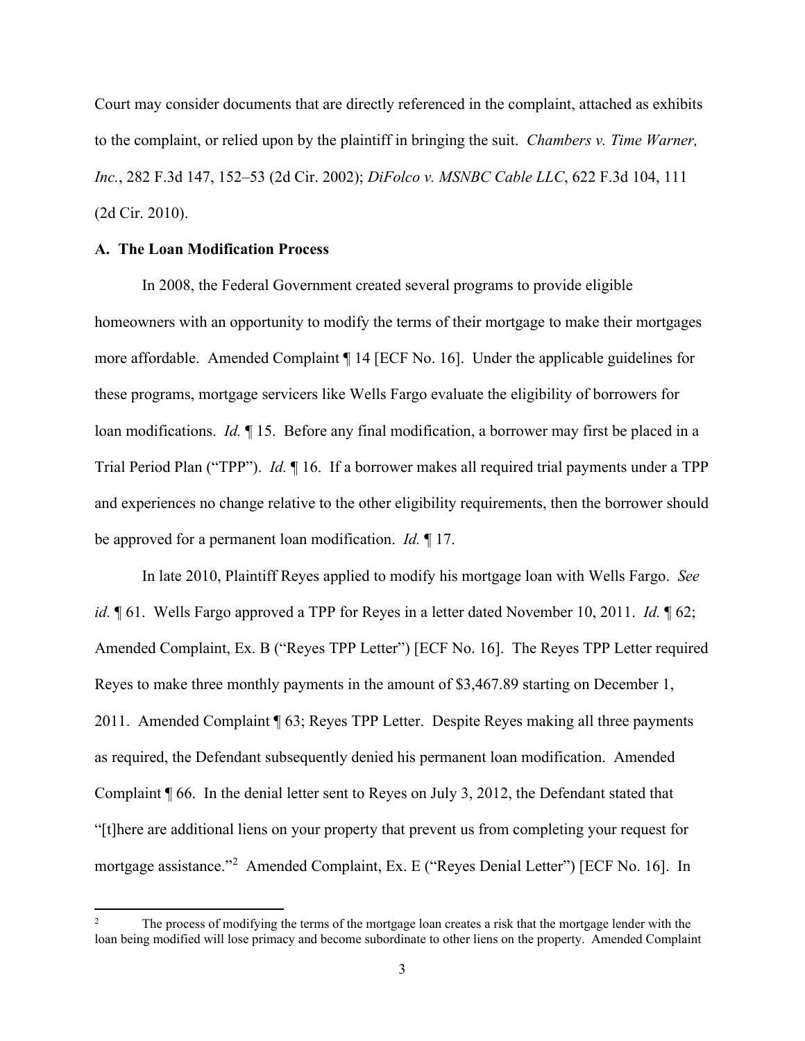Court may consider documents that are directly referenced in the complaint, attached as exhibits to the complaint, or relied upon by the plaintiff in bringing the suit. *Chambers v. Time Warner, Inc.*, 282 F.3d 147, 152–53 (2d Cir. 2002); *DiFolco v. MSNBC Cable LLC*, 622 F.3d 104, 111 (2d Cir. 2010).

**A. The Loan Modification Process**

In 2008, the Federal Government created several programs to provide eligible homeowners with an opportunity to modify the terms of their mortgage to make their mortgages more affordable. Amended Complaint ¶ 14 [ECF No. 16]. Under the applicable guidelines for these programs, mortgage servicers like Wells Fargo evaluate the eligibility of borrowers for loan modifications. *Id.* ¶ 15. Before any final modification, a borrower may first be placed in a Trial Period Plan ("TPP"). *Id.* ¶ 16. If a borrower makes all required trial payments under a TPP and experiences no change relative to the other eligibility requirements, then the borrower should be approved for a permanent loan modification. *Id.* ¶ 17.

In late 2010, Plaintiff Reyes applied to modify his mortgage loan with Wells Fargo. *See id.* ¶ 61. Wells Fargo approved a TPP for Reyes in a letter dated November 10, 2011. *Id.* ¶ 62; Amended Complaint, Ex. B ("Reyes TPP Letter") [ECF No. 16]. The Reyes TPP Letter required Reyes to make three monthly payments in the amount of $3,467.89 starting on December 1, 2011. Amended Complaint ¶ 63; Reyes TPP Letter. Despite Reyes making all three payments as required, the Defendant subsequently denied his permanent loan modification. Amended Complaint ¶ 66. In the denial letter sent to Reyes on July 3, 2012, the Defendant stated that "[t]here are additional liens on your property that prevent us from completing your request for mortgage assistance."[2] Amended Complaint, Ex. E ("Reyes Denial Letter") [ECF No. 16]. In

[2] The process of modifying the terms of the mortgage loan creates a risk that the mortgage lender with the loan being modified will lose primacy and become subordinate to other liens on the property. Amended Complaint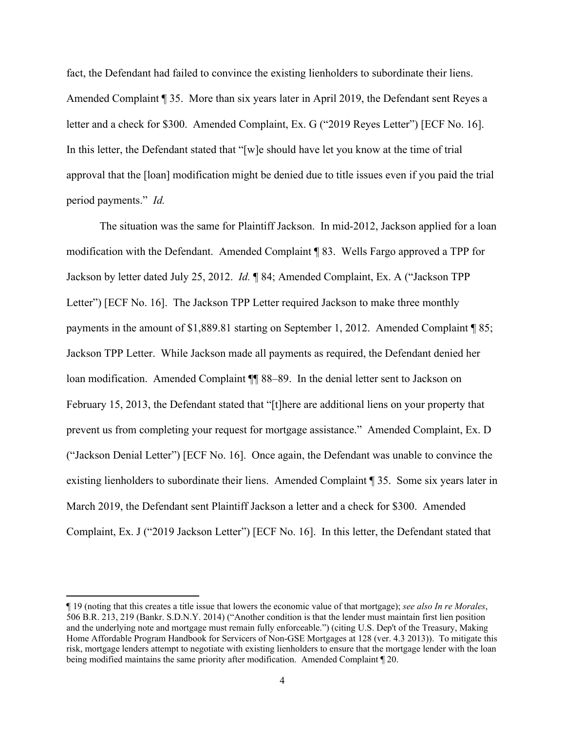fact, the Defendant had failed to convince the existing lienholders to subordinate their liens. Amended Complaint ¶ 35. More than six years later in April 2019, the Defendant sent Reyes a letter and a check for $300. Amended Complaint, Ex. G ("2019 Reyes Letter") [ECF No. 16]. In this letter, the Defendant stated that "[w]e should have let you know at the time of trial approval that the [loan] modification might be denied due to title issues even if you paid the trial period payments." *Id.*

The situation was the same for Plaintiff Jackson. In mid-2012, Jackson applied for a loan modification with the Defendant. Amended Complaint ¶ 83. Wells Fargo approved a TPP for Jackson by letter dated July 25, 2012. *Id.* ¶ 84; Amended Complaint, Ex. A ("Jackson TPP Letter") [ECF No. 16]. The Jackson TPP Letter required Jackson to make three monthly payments in the amount of $1,889.81 starting on September 1, 2012. Amended Complaint ¶ 85; Jackson TPP Letter. While Jackson made all payments as required, the Defendant denied her loan modification. Amended Complaint ¶¶ 88–89. In the denial letter sent to Jackson on February 15, 2013, the Defendant stated that "[t]here are additional liens on your property that prevent us from completing your request for mortgage assistance." Amended Complaint, Ex. D ("Jackson Denial Letter") [ECF No. 16]. Once again, the Defendant was unable to convince the existing lienholders to subordinate their liens. Amended Complaint ¶ 35. Some six years later in March 2019, the Defendant sent Plaintiff Jackson a letter and a check for $300. Amended Complaint, Ex. J ("2019 Jackson Letter") [ECF No. 16]. In this letter, the Defendant stated that

---

¶ 19 (noting that this creates a title issue that lowers the economic value of that mortgage); *see also In re Morales*, 506 B.R. 213, 219 (Bankr. S.D.N.Y. 2014) ("Another condition is that the lender must maintain first lien position and the underlying note and mortgage must remain fully enforceable.") (citing U.S. Dep't of the Treasury, Making Home Affordable Program Handbook for Servicers of Non-GSE Mortgages at 128 (ver. 4.3 2013)). To mitigate this risk, mortgage lenders attempt to negotiate with existing lienholders to ensure that the mortgage lender with the loan being modified maintains the same priority after modification. Amended Complaint ¶ 20.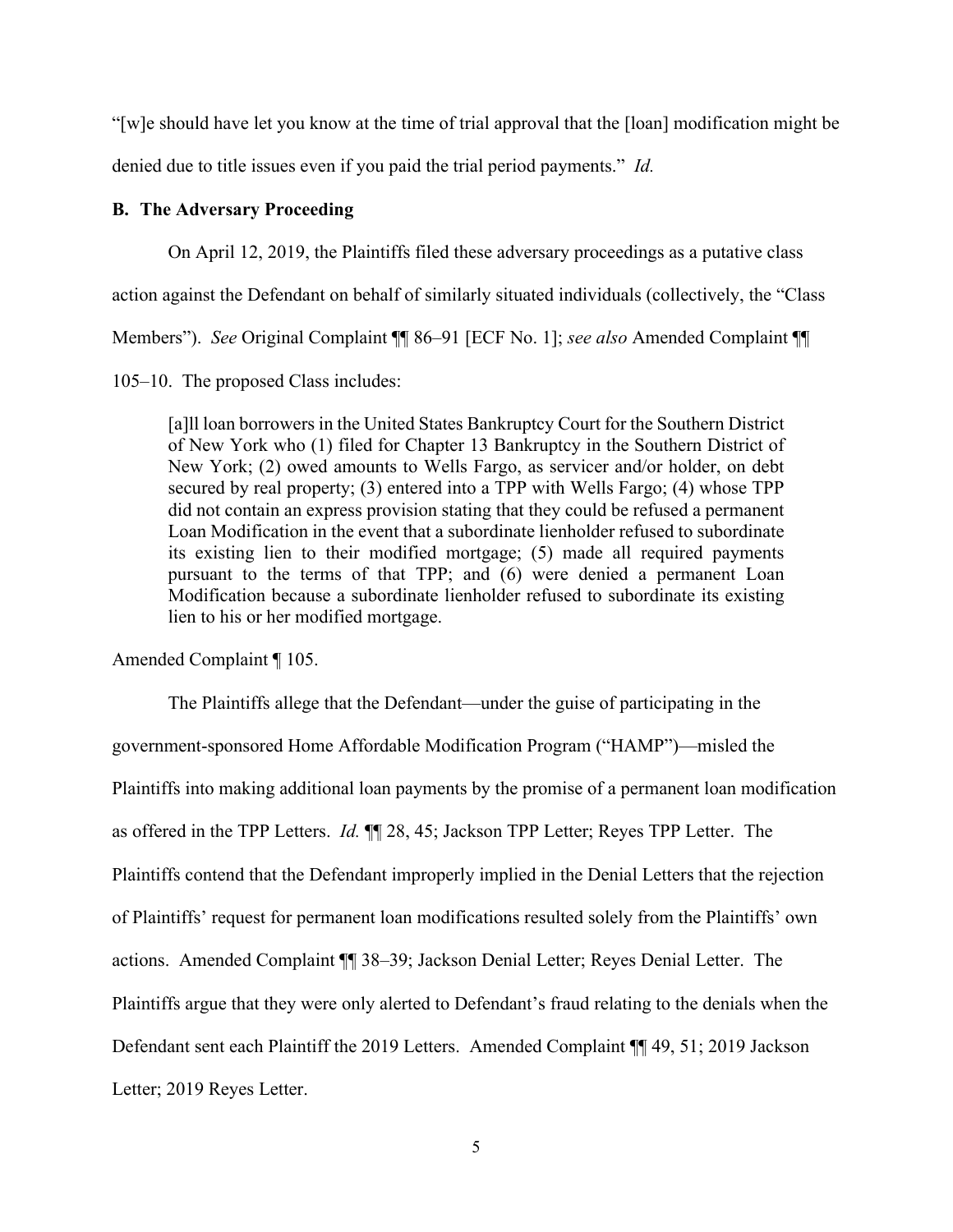"[w]e should have let you know at the time of trial approval that the [loan] modification might be denied due to title issues even if you paid the trial period payments." *Id.*

**B. The Adversary Proceeding**

On April 12, 2019, the Plaintiffs filed these adversary proceedings as a putative class action against the Defendant on behalf of similarly situated individuals (collectively, the "Class Members"). *See* Original Complaint ¶¶ 86–91 [ECF No. 1]; *see also* Amended Complaint ¶¶ 105–10. The proposed Class includes:

> [a]ll loan borrowers in the United States Bankruptcy Court for the Southern District of New York who (1) filed for Chapter 13 Bankruptcy in the Southern District of New York; (2) owed amounts to Wells Fargo, as servicer and/or holder, on debt secured by real property; (3) entered into a TPP with Wells Fargo; (4) whose TPP did not contain an express provision stating that they could be refused a permanent Loan Modification in the event that a subordinate lienholder refused to subordinate its existing lien to their modified mortgage; (5) made all required payments pursuant to the terms of that TPP; and (6) were denied a permanent Loan Modification because a subordinate lienholder refused to subordinate its existing lien to his or her modified mortgage.

Amended Complaint ¶ 105.

The Plaintiffs allege that the Defendant—under the guise of participating in the government-sponsored Home Affordable Modification Program ("HAMP")—misled the Plaintiffs into making additional loan payments by the promise of a permanent loan modification as offered in the TPP Letters. *Id.* ¶¶ 28, 45; Jackson TPP Letter; Reyes TPP Letter. The Plaintiffs contend that the Defendant improperly implied in the Denial Letters that the rejection of Plaintiffs' request for permanent loan modifications resulted solely from the Plaintiffs' own actions. Amended Complaint ¶¶ 38–39; Jackson Denial Letter; Reyes Denial Letter. The Plaintiffs argue that they were only alerted to Defendant's fraud relating to the denials when the Defendant sent each Plaintiff the 2019 Letters. Amended Complaint ¶¶ 49, 51; 2019 Jackson Letter; 2019 Reyes Letter.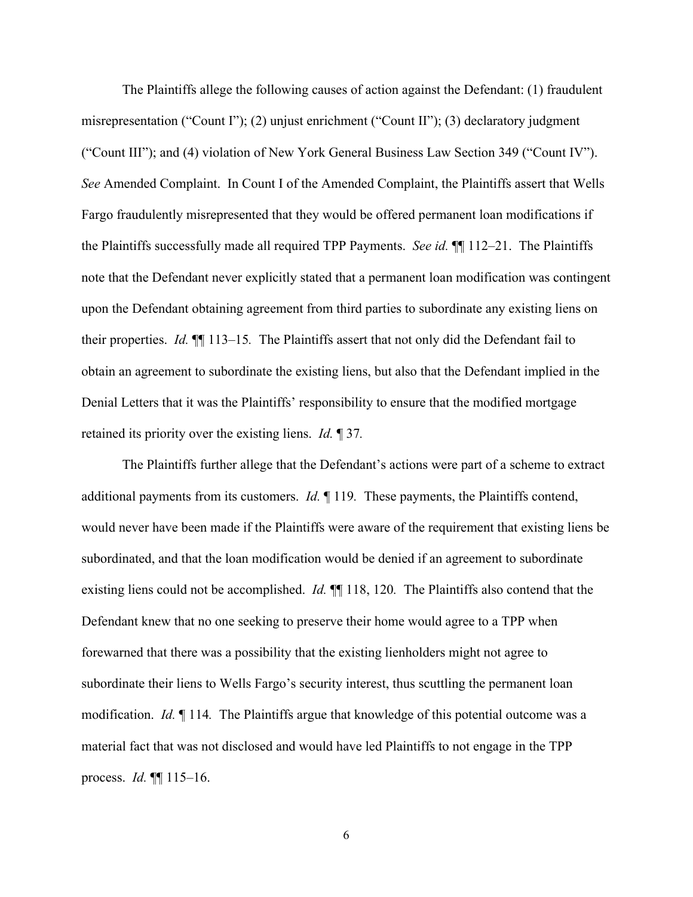The Plaintiffs allege the following causes of action against the Defendant: (1) fraudulent misrepresentation ("Count I"); (2) unjust enrichment ("Count II"); (3) declaratory judgment ("Count III"); and (4) violation of New York General Business Law Section 349 ("Count IV"). *See* Amended Complaint. In Count I of the Amended Complaint, the Plaintiffs assert that Wells Fargo fraudulently misrepresented that they would be offered permanent loan modifications if the Plaintiffs successfully made all required TPP Payments. *See id.* ¶¶ 112–21. The Plaintiffs note that the Defendant never explicitly stated that a permanent loan modification was contingent upon the Defendant obtaining agreement from third parties to subordinate any existing liens on their properties. *Id.* ¶¶ 113–15. The Plaintiffs assert that not only did the Defendant fail to obtain an agreement to subordinate the existing liens, but also that the Defendant implied in the Denial Letters that it was the Plaintiffs' responsibility to ensure that the modified mortgage retained its priority over the existing liens. *Id.* ¶ 37.

The Plaintiffs further allege that the Defendant's actions were part of a scheme to extract additional payments from its customers. *Id.* ¶ 119. These payments, the Plaintiffs contend, would never have been made if the Plaintiffs were aware of the requirement that existing liens be subordinated, and that the loan modification would be denied if an agreement to subordinate existing liens could not be accomplished. *Id.* ¶¶ 118, 120. The Plaintiffs also contend that the Defendant knew that no one seeking to preserve their home would agree to a TPP when forewarned that there was a possibility that the existing lienholders might not agree to subordinate their liens to Wells Fargo's security interest, thus scuttling the permanent loan modification. *Id.* ¶ 114. The Plaintiffs argue that knowledge of this potential outcome was a material fact that was not disclosed and would have led Plaintiffs to not engage in the TPP process. *Id.* ¶¶ 115–16.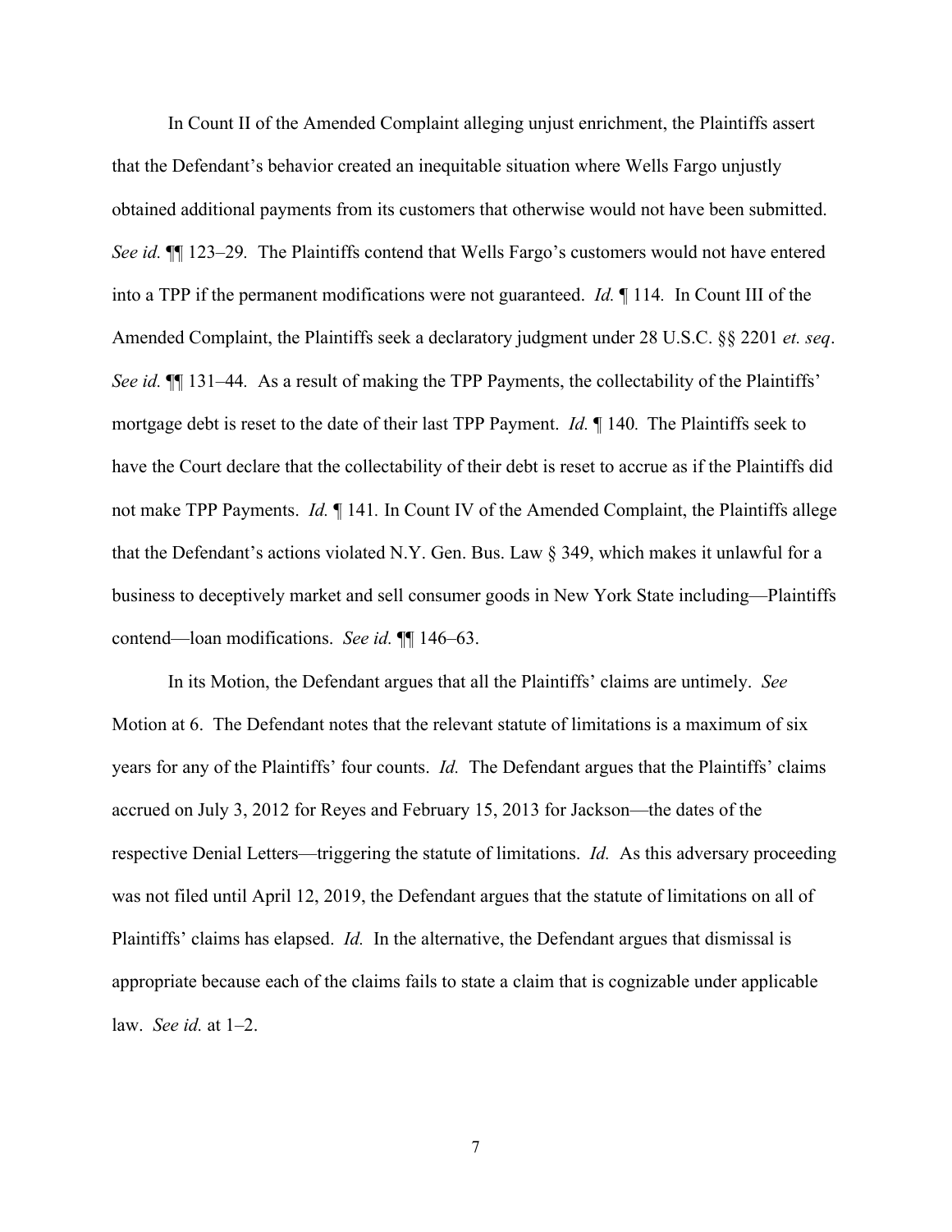In Count II of the Amended Complaint alleging unjust enrichment, the Plaintiffs assert that the Defendant's behavior created an inequitable situation where Wells Fargo unjustly obtained additional payments from its customers that otherwise would not have been submitted. *See id.* ¶¶ 123–29. The Plaintiffs contend that Wells Fargo's customers would not have entered into a TPP if the permanent modifications were not guaranteed. *Id.* ¶ 114. In Count III of the Amended Complaint, the Plaintiffs seek a declaratory judgment under 28 U.S.C. §§ 2201 *et. seq*. *See id.* ¶¶ 131–44. As a result of making the TPP Payments, the collectability of the Plaintiffs' mortgage debt is reset to the date of their last TPP Payment. *Id.* ¶ 140. The Plaintiffs seek to have the Court declare that the collectability of their debt is reset to accrue as if the Plaintiffs did not make TPP Payments. *Id.* ¶ 141. In Count IV of the Amended Complaint, the Plaintiffs allege that the Defendant's actions violated N.Y. Gen. Bus. Law § 349, which makes it unlawful for a business to deceptively market and sell consumer goods in New York State including—Plaintiffs contend—loan modifications. *See id.* ¶¶ 146–63.

In its Motion, the Defendant argues that all the Plaintiffs' claims are untimely. *See* Motion at 6. The Defendant notes that the relevant statute of limitations is a maximum of six years for any of the Plaintiffs' four counts. *Id.* The Defendant argues that the Plaintiffs' claims accrued on July 3, 2012 for Reyes and February 15, 2013 for Jackson—the dates of the respective Denial Letters—triggering the statute of limitations. *Id.* As this adversary proceeding was not filed until April 12, 2019, the Defendant argues that the statute of limitations on all of Plaintiffs' claims has elapsed. *Id.* In the alternative, the Defendant argues that dismissal is appropriate because each of the claims fails to state a claim that is cognizable under applicable law. *See id.* at 1–2.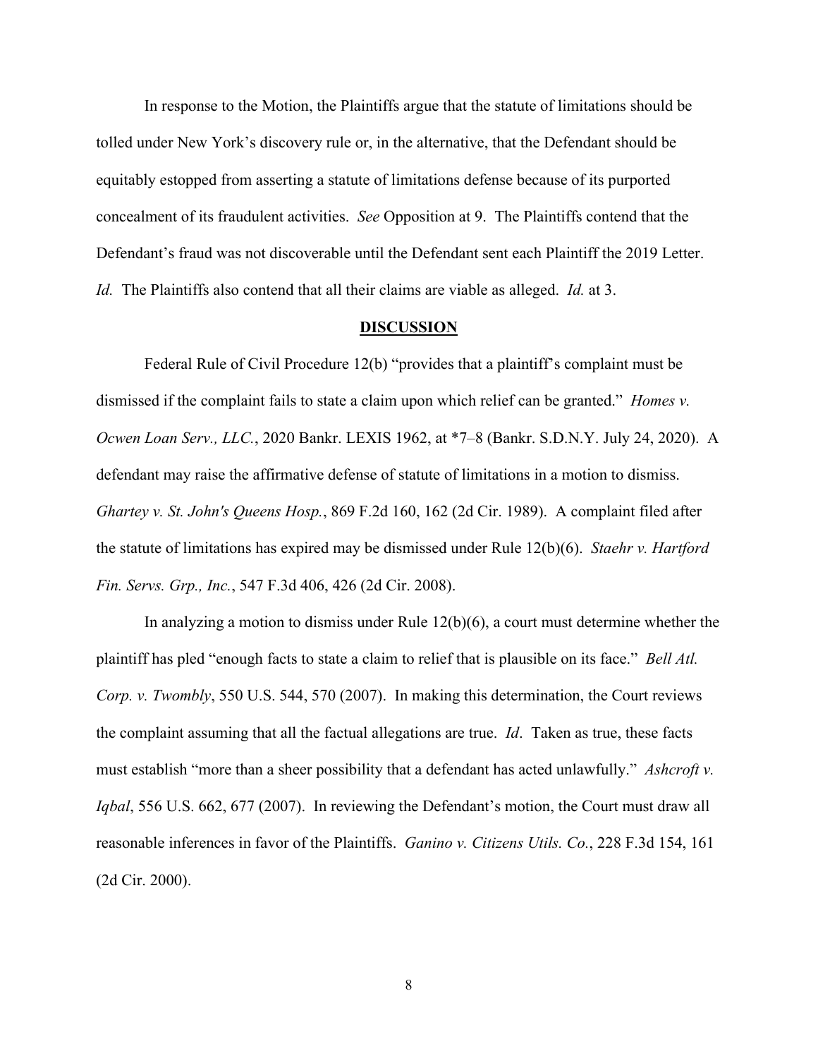In response to the Motion, the Plaintiffs argue that the statute of limitations should be tolled under New York's discovery rule or, in the alternative, that the Defendant should be equitably estopped from asserting a statute of limitations defense because of its purported concealment of its fraudulent activities. *See* Opposition at 9. The Plaintiffs contend that the Defendant's fraud was not discoverable until the Defendant sent each Plaintiff the 2019 Letter. *Id.* The Plaintiffs also contend that all their claims are viable as alleged. *Id.* at 3.

## DISCUSSION

Federal Rule of Civil Procedure 12(b) "provides that a plaintiff's complaint must be dismissed if the complaint fails to state a claim upon which relief can be granted." *Homes v. Ocwen Loan Serv., LLC.*, 2020 Bankr. LEXIS 1962, at *7–8 (Bankr. S.D.N.Y. July 24, 2020). A defendant may raise the affirmative defense of statute of limitations in a motion to dismiss. *Ghartey v. St. John's Queens Hosp.*, 869 F.2d 160, 162 (2d Cir. 1989). A complaint filed after the statute of limitations has expired may be dismissed under Rule 12(b)(6). *Staehr v. Hartford Fin. Servs. Grp., Inc.*, 547 F.3d 406, 426 (2d Cir. 2008).

In analyzing a motion to dismiss under Rule 12(b)(6), a court must determine whether the plaintiff has pled "enough facts to state a claim to relief that is plausible on its face." *Bell Atl. Corp. v. Twombly*, 550 U.S. 544, 570 (2007). In making this determination, the Court reviews the complaint assuming that all the factual allegations are true. *Id*. Taken as true, these facts must establish "more than a sheer possibility that a defendant has acted unlawfully." *Ashcroft v. Iqbal*, 556 U.S. 662, 677 (2007). In reviewing the Defendant's motion, the Court must draw all reasonable inferences in favor of the Plaintiffs. *Ganino v. Citizens Utils. Co.*, 228 F.3d 154, 161 (2d Cir. 2000).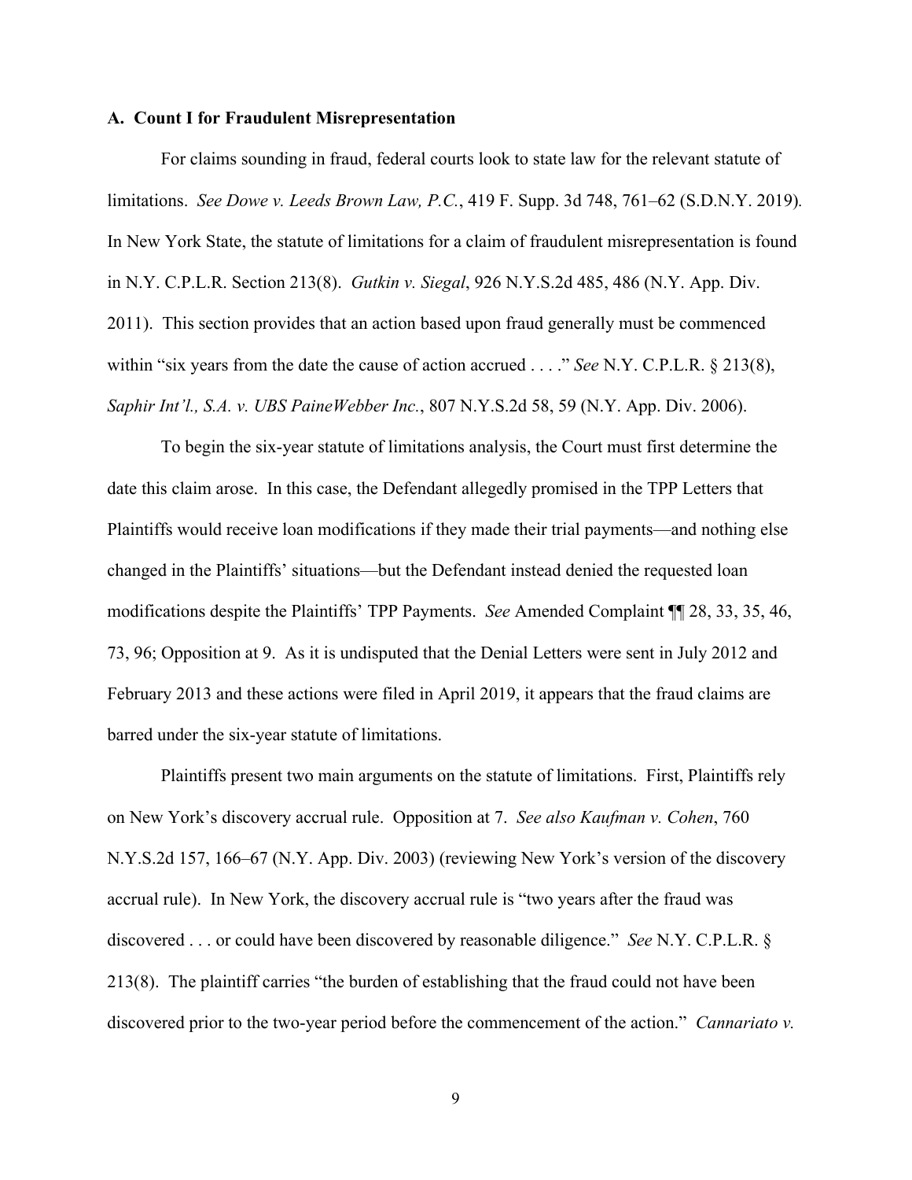### A. Count I for Fraudulent Misrepresentation

For claims sounding in fraud, federal courts look to state law for the relevant statute of limitations. *See Dowe v. Leeds Brown Law, P.C.*, 419 F. Supp. 3d 748, 761–62 (S.D.N.Y. 2019). In New York State, the statute of limitations for a claim of fraudulent misrepresentation is found in N.Y. C.P.L.R. Section 213(8). *Gutkin v. Siegal*, 926 N.Y.S.2d 485, 486 (N.Y. App. Div. 2011). This section provides that an action based upon fraud generally must be commenced within "six years from the date the cause of action accrued . . . ." *See* N.Y. C.P.L.R. § 213(8), *Saphir Int'l., S.A. v. UBS PaineWebber Inc.*, 807 N.Y.S.2d 58, 59 (N.Y. App. Div. 2006).

To begin the six-year statute of limitations analysis, the Court must first determine the date this claim arose. In this case, the Defendant allegedly promised in the TPP Letters that Plaintiffs would receive loan modifications if they made their trial payments—and nothing else changed in the Plaintiffs' situations—but the Defendant instead denied the requested loan modifications despite the Plaintiffs' TPP Payments. *See* Amended Complaint ¶¶ 28, 33, 35, 46, 73, 96; Opposition at 9. As it is undisputed that the Denial Letters were sent in July 2012 and February 2013 and these actions were filed in April 2019, it appears that the fraud claims are barred under the six-year statute of limitations.

Plaintiffs present two main arguments on the statute of limitations. First, Plaintiffs rely on New York's discovery accrual rule. Opposition at 7. *See also Kaufman v. Cohen*, 760 N.Y.S.2d 157, 166–67 (N.Y. App. Div. 2003) (reviewing New York's version of the discovery accrual rule). In New York, the discovery accrual rule is "two years after the fraud was discovered . . . or could have been discovered by reasonable diligence." *See* N.Y. C.P.L.R. § 213(8). The plaintiff carries "the burden of establishing that the fraud could not have been discovered prior to the two-year period before the commencement of the action." *Cannariato v.*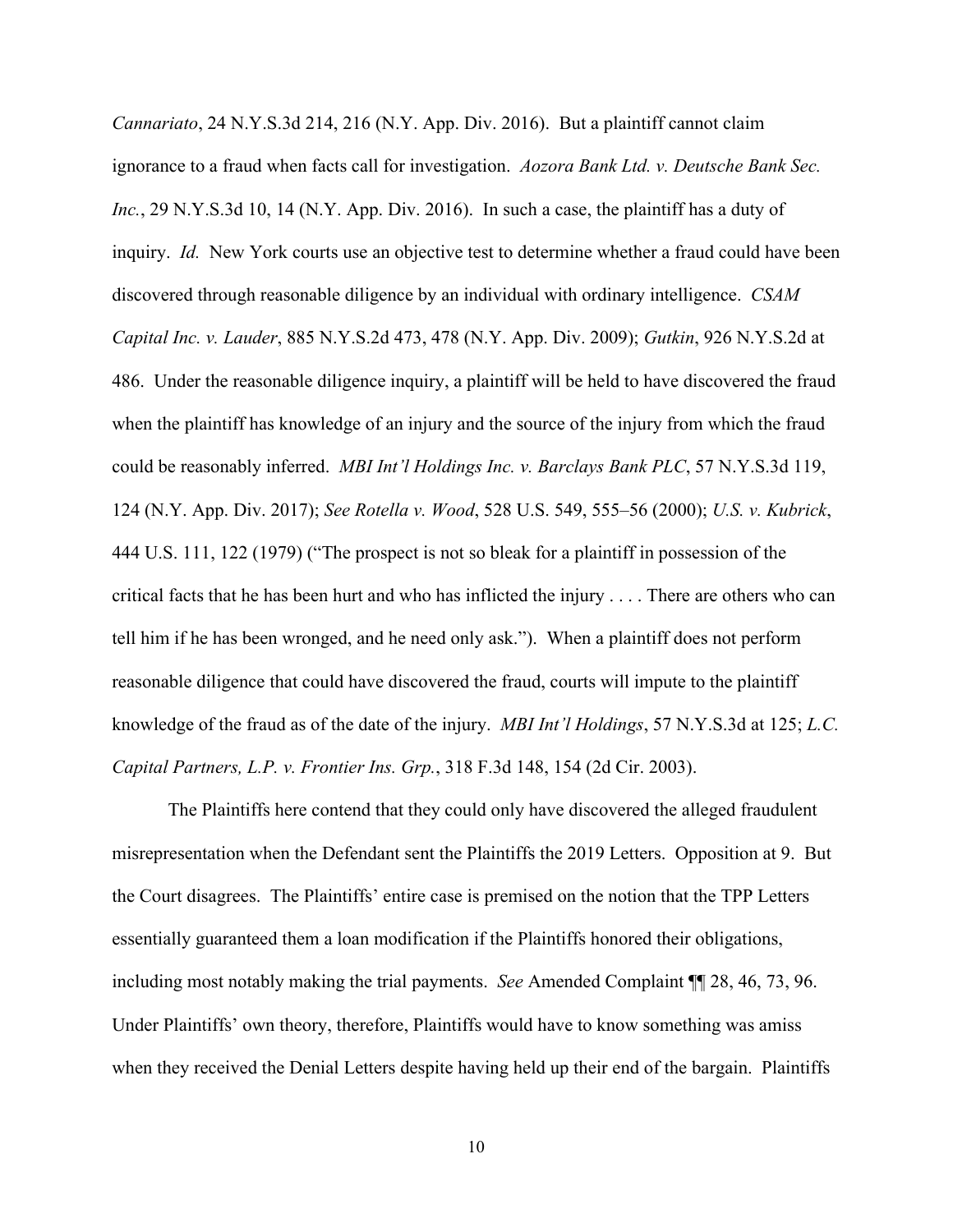*Cannariato*, 24 N.Y.S.3d 214, 216 (N.Y. App. Div. 2016). But a plaintiff cannot claim ignorance to a fraud when facts call for investigation. *Aozora Bank Ltd. v. Deutsche Bank Sec. Inc.*, 29 N.Y.S.3d 10, 14 (N.Y. App. Div. 2016). In such a case, the plaintiff has a duty of inquiry. *Id.* New York courts use an objective test to determine whether a fraud could have been discovered through reasonable diligence by an individual with ordinary intelligence. *CSAM Capital Inc. v. Lauder*, 885 N.Y.S.2d 473, 478 (N.Y. App. Div. 2009); *Gutkin*, 926 N.Y.S.2d at 486. Under the reasonable diligence inquiry, a plaintiff will be held to have discovered the fraud when the plaintiff has knowledge of an injury and the source of the injury from which the fraud could be reasonably inferred. *MBI Int'l Holdings Inc. v. Barclays Bank PLC*, 57 N.Y.S.3d 119, 124 (N.Y. App. Div. 2017); *See Rotella v. Wood*, 528 U.S. 549, 555–56 (2000); *U.S. v. Kubrick*, 444 U.S. 111, 122 (1979) ("The prospect is not so bleak for a plaintiff in possession of the critical facts that he has been hurt and who has inflicted the injury . . . . There are others who can tell him if he has been wronged, and he need only ask."). When a plaintiff does not perform reasonable diligence that could have discovered the fraud, courts will impute to the plaintiff knowledge of the fraud as of the date of the injury. *MBI Int'l Holdings*, 57 N.Y.S.3d at 125; *L.C. Capital Partners, L.P. v. Frontier Ins. Grp.*, 318 F.3d 148, 154 (2d Cir. 2003).

The Plaintiffs here contend that they could only have discovered the alleged fraudulent misrepresentation when the Defendant sent the Plaintiffs the 2019 Letters. Opposition at 9. But the Court disagrees. The Plaintiffs' entire case is premised on the notion that the TPP Letters essentially guaranteed them a loan modification if the Plaintiffs honored their obligations, including most notably making the trial payments. *See* Amended Complaint ¶¶ 28, 46, 73, 96. Under Plaintiffs' own theory, therefore, Plaintiffs would have to know something was amiss when they received the Denial Letters despite having held up their end of the bargain. Plaintiffs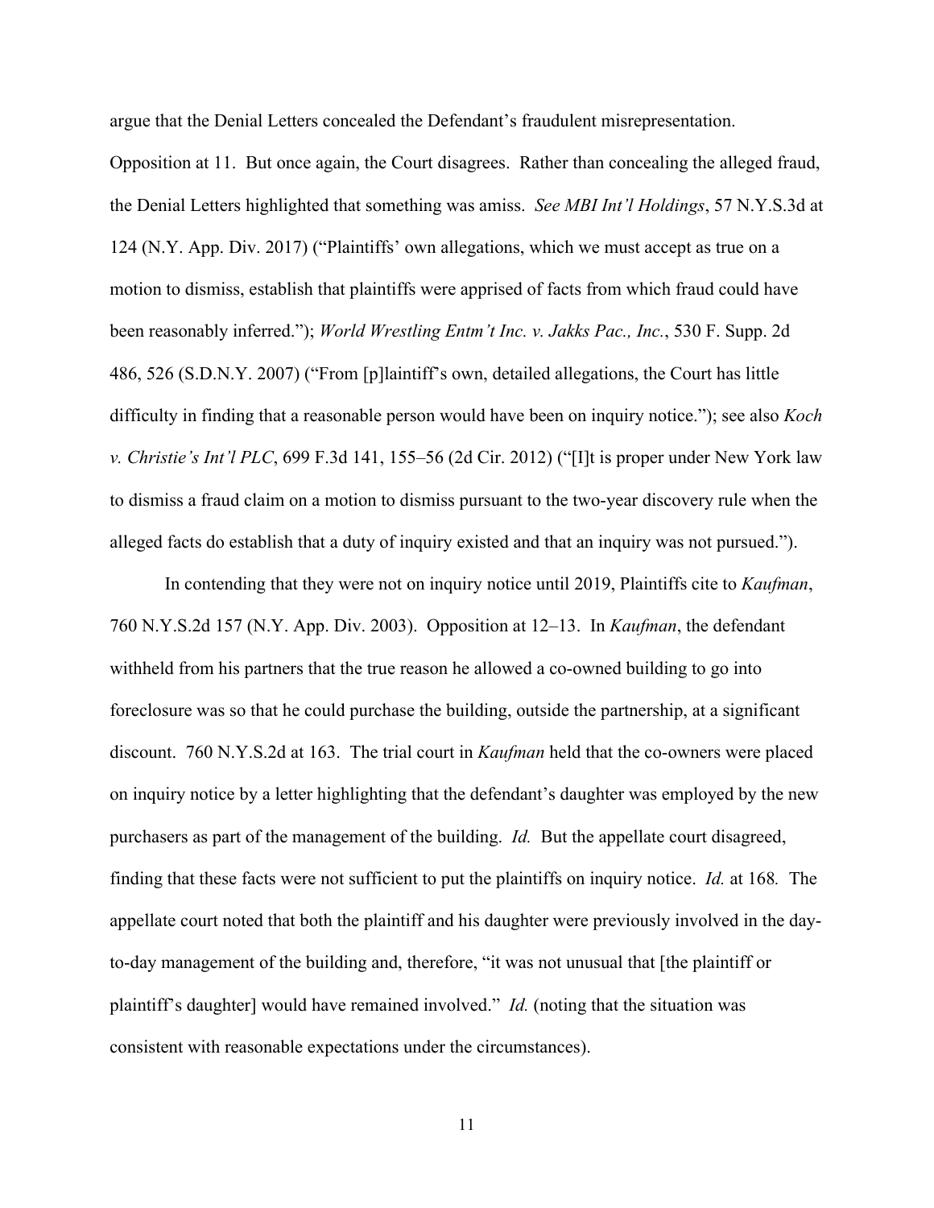argue that the Denial Letters concealed the Defendant's fraudulent misrepresentation. Opposition at 11. But once again, the Court disagrees. Rather than concealing the alleged fraud, the Denial Letters highlighted that something was amiss. *See MBI Int'l Holdings*, 57 N.Y.S.3d at 124 (N.Y. App. Div. 2017) ("Plaintiffs' own allegations, which we must accept as true on a motion to dismiss, establish that plaintiffs were apprised of facts from which fraud could have been reasonably inferred."); *World Wrestling Entm't Inc. v. Jakks Pac., Inc.*, 530 F. Supp. 2d 486, 526 (S.D.N.Y. 2007) ("From [p]laintiff's own, detailed allegations, the Court has little difficulty in finding that a reasonable person would have been on inquiry notice."); see also *Koch v. Christie's Int'l PLC*, 699 F.3d 141, 155–56 (2d Cir. 2012) ("[I]t is proper under New York law to dismiss a fraud claim on a motion to dismiss pursuant to the two-year discovery rule when the alleged facts do establish that a duty of inquiry existed and that an inquiry was not pursued.").

In contending that they were not on inquiry notice until 2019, Plaintiffs cite to *Kaufman*, 760 N.Y.S.2d 157 (N.Y. App. Div. 2003). Opposition at 12–13. In *Kaufman*, the defendant withheld from his partners that the true reason he allowed a co-owned building to go into foreclosure was so that he could purchase the building, outside the partnership, at a significant discount. 760 N.Y.S.2d at 163. The trial court in *Kaufman* held that the co-owners were placed on inquiry notice by a letter highlighting that the defendant's daughter was employed by the new purchasers as part of the management of the building. *Id.* But the appellate court disagreed, finding that these facts were not sufficient to put the plaintiffs on inquiry notice. *Id.* at 168. The appellate court noted that both the plaintiff and his daughter were previously involved in the day-to-day management of the building and, therefore, "it was not unusual that [the plaintiff or plaintiff's daughter] would have remained involved." *Id.* (noting that the situation was consistent with reasonable expectations under the circumstances).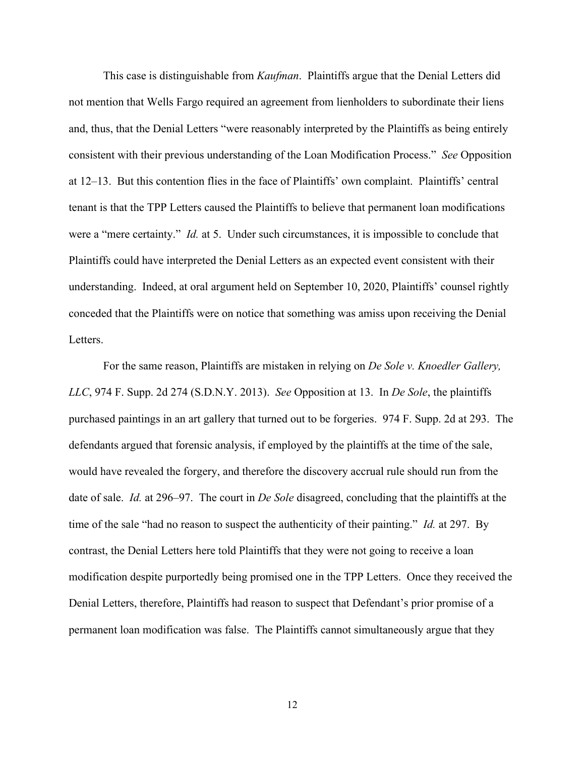This case is distinguishable from *Kaufman*. Plaintiffs argue that the Denial Letters did not mention that Wells Fargo required an agreement from lienholders to subordinate their liens and, thus, that the Denial Letters "were reasonably interpreted by the Plaintiffs as being entirely consistent with their previous understanding of the Loan Modification Process." *See* Opposition at 12–13. But this contention flies in the face of Plaintiffs' own complaint. Plaintiffs' central tenant is that the TPP Letters caused the Plaintiffs to believe that permanent loan modifications were a "mere certainty." *Id.* at 5. Under such circumstances, it is impossible to conclude that Plaintiffs could have interpreted the Denial Letters as an expected event consistent with their understanding. Indeed, at oral argument held on September 10, 2020, Plaintiffs' counsel rightly conceded that the Plaintiffs were on notice that something was amiss upon receiving the Denial Letters.

For the same reason, Plaintiffs are mistaken in relying on *De Sole v. Knoedler Gallery, LLC*, 974 F. Supp. 2d 274 (S.D.N.Y. 2013). *See* Opposition at 13. In *De Sole*, the plaintiffs purchased paintings in an art gallery that turned out to be forgeries. 974 F. Supp. 2d at 293. The defendants argued that forensic analysis, if employed by the plaintiffs at the time of the sale, would have revealed the forgery, and therefore the discovery accrual rule should run from the date of sale. *Id.* at 296–97. The court in *De Sole* disagreed, concluding that the plaintiffs at the time of the sale "had no reason to suspect the authenticity of their painting." *Id.* at 297. By contrast, the Denial Letters here told Plaintiffs that they were not going to receive a loan modification despite purportedly being promised one in the TPP Letters. Once they received the Denial Letters, therefore, Plaintiffs had reason to suspect that Defendant's prior promise of a permanent loan modification was false. The Plaintiffs cannot simultaneously argue that they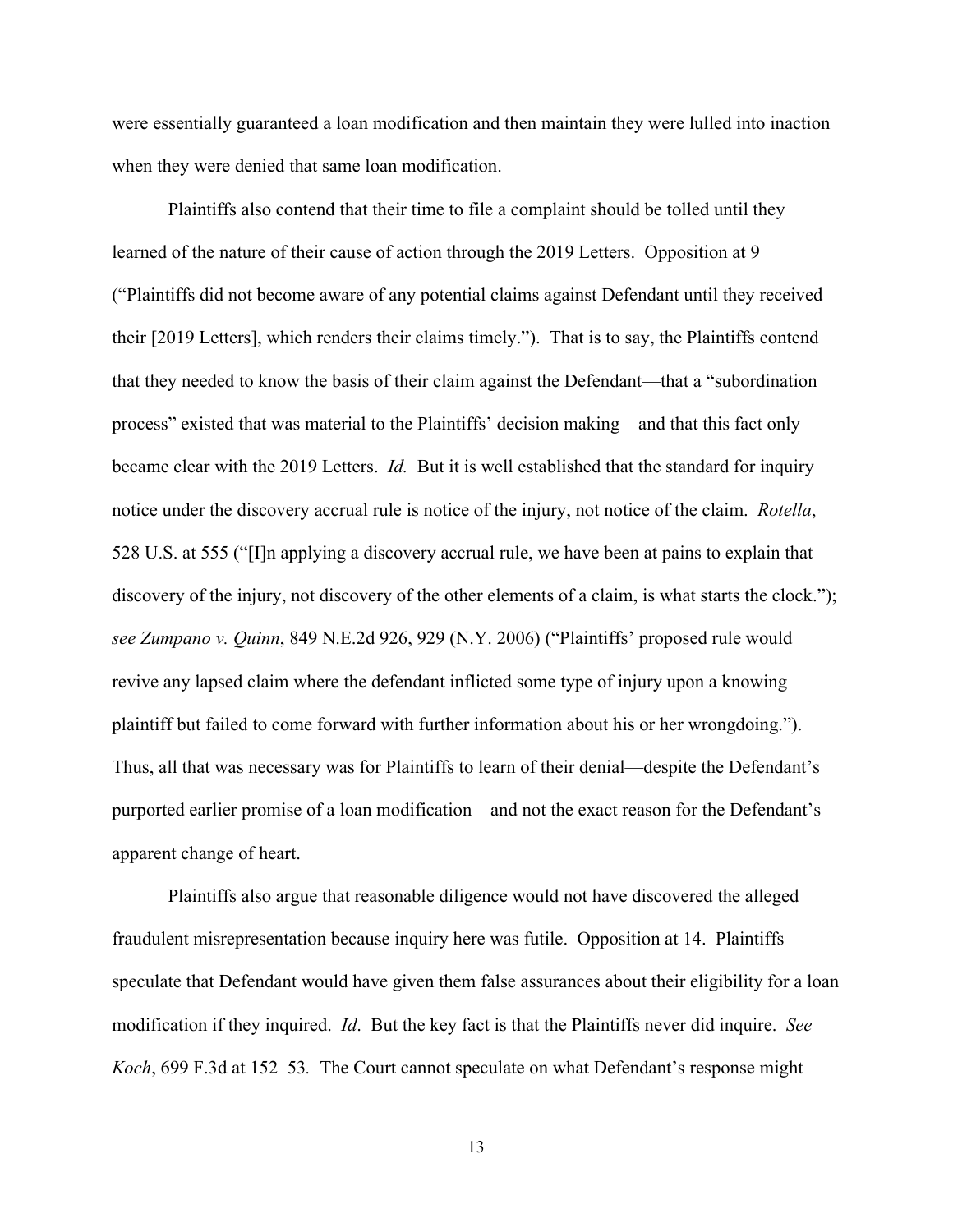were essentially guaranteed a loan modification and then maintain they were lulled into inaction when they were denied that same loan modification.

Plaintiffs also contend that their time to file a complaint should be tolled until they learned of the nature of their cause of action through the 2019 Letters. Opposition at 9 ("Plaintiffs did not become aware of any potential claims against Defendant until they received their [2019 Letters], which renders their claims timely."). That is to say, the Plaintiffs contend that they needed to know the basis of their claim against the Defendant—that a "subordination process" existed that was material to the Plaintiffs' decision making—and that this fact only became clear with the 2019 Letters. *Id.* But it is well established that the standard for inquiry notice under the discovery accrual rule is notice of the injury, not notice of the claim. *Rotella*, 528 U.S. at 555 ("[I]n applying a discovery accrual rule, we have been at pains to explain that discovery of the injury, not discovery of the other elements of a claim, is what starts the clock."); *see Zumpano v. Quinn*, 849 N.E.2d 926, 929 (N.Y. 2006) ("Plaintiffs' proposed rule would revive any lapsed claim where the defendant inflicted some type of injury upon a knowing plaintiff but failed to come forward with further information about his or her wrongdoing."). Thus, all that was necessary was for Plaintiffs to learn of their denial—despite the Defendant's purported earlier promise of a loan modification—and not the exact reason for the Defendant's apparent change of heart.

Plaintiffs also argue that reasonable diligence would not have discovered the alleged fraudulent misrepresentation because inquiry here was futile. Opposition at 14. Plaintiffs speculate that Defendant would have given them false assurances about their eligibility for a loan modification if they inquired. *Id*. But the key fact is that the Plaintiffs never did inquire. *See Koch*, 699 F.3d at 152–53*.* The Court cannot speculate on what Defendant's response might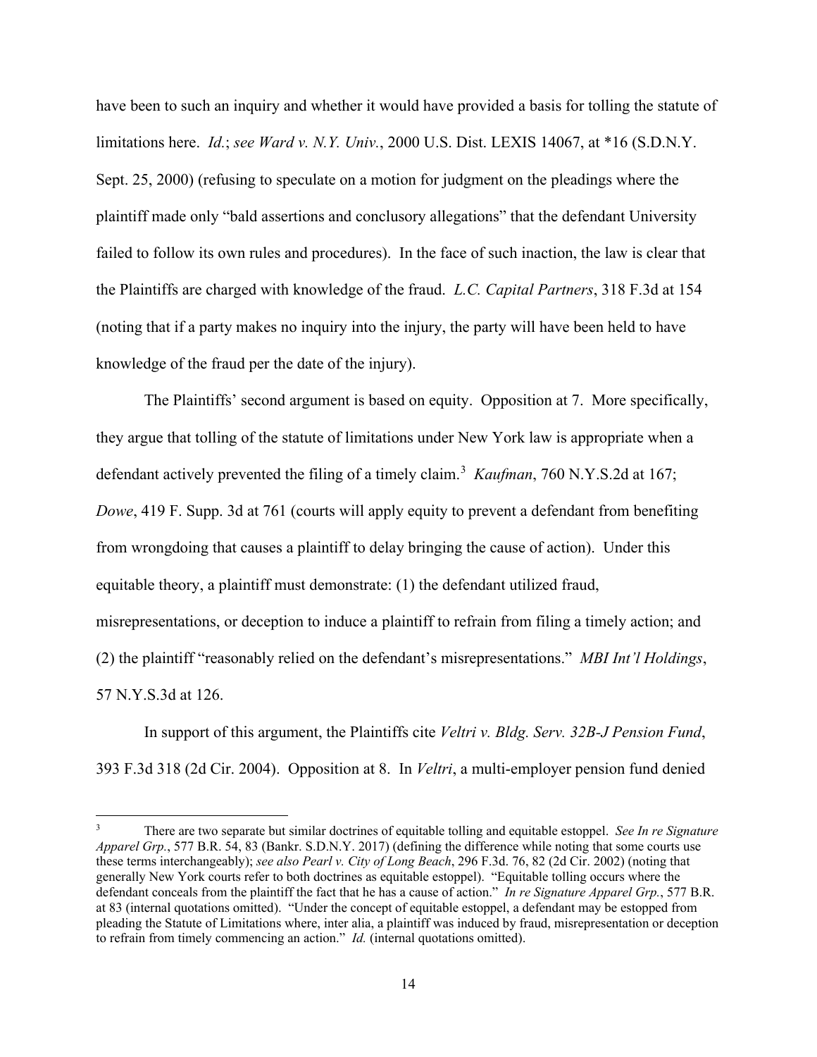have been to such an inquiry and whether it would have provided a basis for tolling the statute of limitations here. *Id.*; *see Ward v. N.Y. Univ.*, 2000 U.S. Dist. LEXIS 14067, at *16 (S.D.N.Y. Sept. 25, 2000) (refusing to speculate on a motion for judgment on the pleadings where the plaintiff made only "bald assertions and conclusory allegations" that the defendant University failed to follow its own rules and procedures). In the face of such inaction, the law is clear that the Plaintiffs are charged with knowledge of the fraud. *L.C. Capital Partners*, 318 F.3d at 154 (noting that if a party makes no inquiry into the injury, the party will have been held to have knowledge of the fraud per the date of the injury).

The Plaintiffs' second argument is based on equity. Opposition at 7. More specifically, they argue that tolling of the statute of limitations under New York law is appropriate when a defendant actively prevented the filing of a timely claim.[3] *Kaufman*, 760 N.Y.S.2d at 167; *Dowe*, 419 F. Supp. 3d at 761 (courts will apply equity to prevent a defendant from benefiting from wrongdoing that causes a plaintiff to delay bringing the cause of action). Under this equitable theory, a plaintiff must demonstrate: (1) the defendant utilized fraud, misrepresentations, or deception to induce a plaintiff to refrain from filing a timely action; and (2) the plaintiff "reasonably relied on the defendant's misrepresentations." *MBI Int'l Holdings*, 57 N.Y.S.3d at 126.

In support of this argument, the Plaintiffs cite *Veltri v. Bldg. Serv. 32B-J Pension Fund*, 393 F.3d 318 (2d Cir. 2004). Opposition at 8. In *Veltri*, a multi-employer pension fund denied

---

[3] There are two separate but similar doctrines of equitable tolling and equitable estoppel. *See In re Signature Apparel Grp.*, 577 B.R. 54, 83 (Bankr. S.D.N.Y. 2017) (defining the difference while noting that some courts use these terms interchangeably); *see also Pearl v. City of Long Beach*, 296 F.3d. 76, 82 (2d Cir. 2002) (noting that generally New York courts refer to both doctrines as equitable estoppel). "Equitable tolling occurs where the defendant conceals from the plaintiff the fact that he has a cause of action." *In re Signature Apparel Grp.*, 577 B.R. at 83 (internal quotations omitted). "Under the concept of equitable estoppel, a defendant may be estopped from pleading the Statute of Limitations where, inter alia, a plaintiff was induced by fraud, misrepresentation or deception to refrain from timely commencing an action." *Id.* (internal quotations omitted).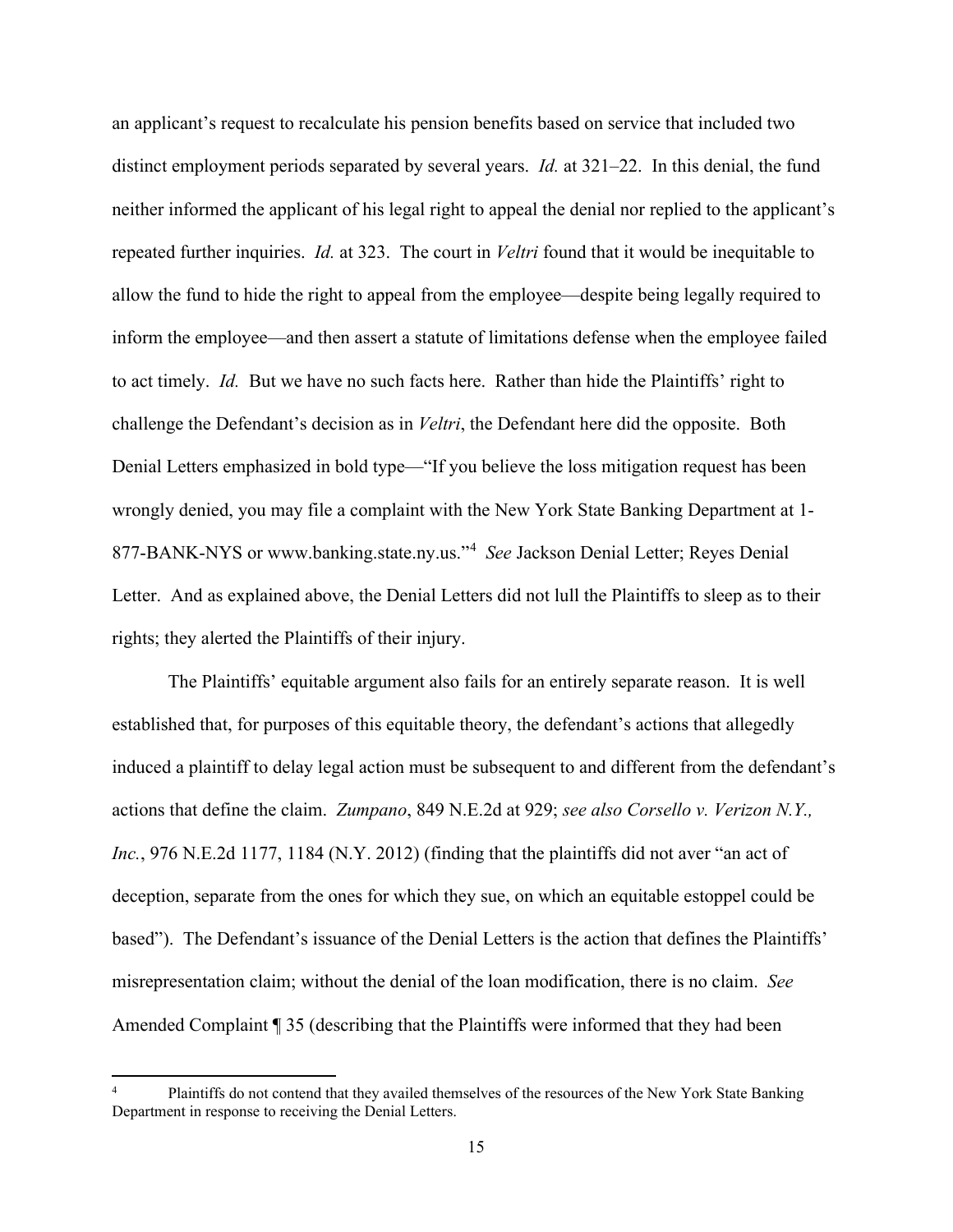an applicant's request to recalculate his pension benefits based on service that included two distinct employment periods separated by several years. *Id.* at 321–22. In this denial, the fund neither informed the applicant of his legal right to appeal the denial nor replied to the applicant's repeated further inquiries. *Id.* at 323. The court in *Veltri* found that it would be inequitable to allow the fund to hide the right to appeal from the employee—despite being legally required to inform the employee—and then assert a statute of limitations defense when the employee failed to act timely. *Id.* But we have no such facts here. Rather than hide the Plaintiffs' right to challenge the Defendant's decision as in *Veltri*, the Defendant here did the opposite. Both Denial Letters emphasized in bold type—"If you believe the loss mitigation request has been wrongly denied, you may file a complaint with the New York State Banking Department at 1-877-BANK-NYS or www.banking.state.ny.us."[4] *See* Jackson Denial Letter; Reyes Denial Letter. And as explained above, the Denial Letters did not lull the Plaintiffs to sleep as to their rights; they alerted the Plaintiffs of their injury.

The Plaintiffs' equitable argument also fails for an entirely separate reason. It is well established that, for purposes of this equitable theory, the defendant's actions that allegedly induced a plaintiff to delay legal action must be subsequent to and different from the defendant's actions that define the claim. *Zumpano*, 849 N.E.2d at 929; *see also Corsello v. Verizon N.Y., Inc.*, 976 N.E.2d 1177, 1184 (N.Y. 2012) (finding that the plaintiffs did not aver "an act of deception, separate from the ones for which they sue, on which an equitable estoppel could be based"). The Defendant's issuance of the Denial Letters is the action that defines the Plaintiffs' misrepresentation claim; without the denial of the loan modification, there is no claim. *See* Amended Complaint ¶ 35 (describing that the Plaintiffs were informed that they had been

---

[4] Plaintiffs do not contend that they availed themselves of the resources of the New York State Banking Department in response to receiving the Denial Letters.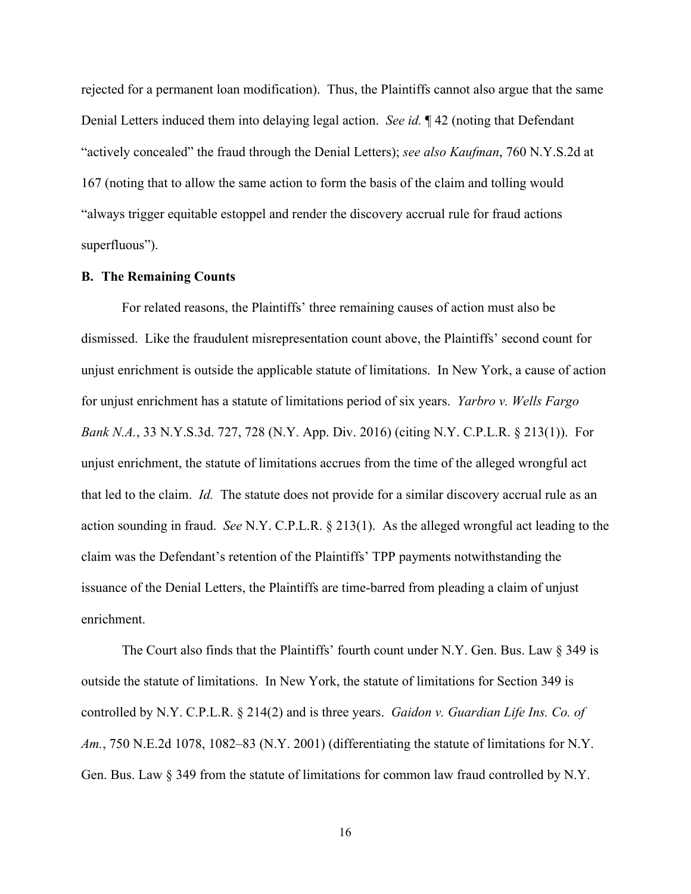rejected for a permanent loan modification). Thus, the Plaintiffs cannot also argue that the same Denial Letters induced them into delaying legal action. *See id.* ¶ 42 (noting that Defendant "actively concealed" the fraud through the Denial Letters); *see also Kaufman*, 760 N.Y.S.2d at 167 (noting that to allow the same action to form the basis of the claim and tolling would "always trigger equitable estoppel and render the discovery accrual rule for fraud actions superfluous").

**B. The Remaining Counts**

For related reasons, the Plaintiffs' three remaining causes of action must also be dismissed. Like the fraudulent misrepresentation count above, the Plaintiffs' second count for unjust enrichment is outside the applicable statute of limitations. In New York, a cause of action for unjust enrichment has a statute of limitations period of six years. *Yarbro v. Wells Fargo Bank N.A.*, 33 N.Y.S.3d. 727, 728 (N.Y. App. Div. 2016) (citing N.Y. C.P.L.R. § 213(1)). For unjust enrichment, the statute of limitations accrues from the time of the alleged wrongful act that led to the claim. *Id.* The statute does not provide for a similar discovery accrual rule as an action sounding in fraud. *See* N.Y. C.P.L.R. § 213(1). As the alleged wrongful act leading to the claim was the Defendant's retention of the Plaintiffs' TPP payments notwithstanding the issuance of the Denial Letters, the Plaintiffs are time-barred from pleading a claim of unjust enrichment.

The Court also finds that the Plaintiffs' fourth count under N.Y. Gen. Bus. Law § 349 is outside the statute of limitations. In New York, the statute of limitations for Section 349 is controlled by N.Y. C.P.L.R. § 214(2) and is three years. *Gaidon v. Guardian Life Ins. Co. of Am.*, 750 N.E.2d 1078, 1082–83 (N.Y. 2001) (differentiating the statute of limitations for N.Y. Gen. Bus. Law § 349 from the statute of limitations for common law fraud controlled by N.Y.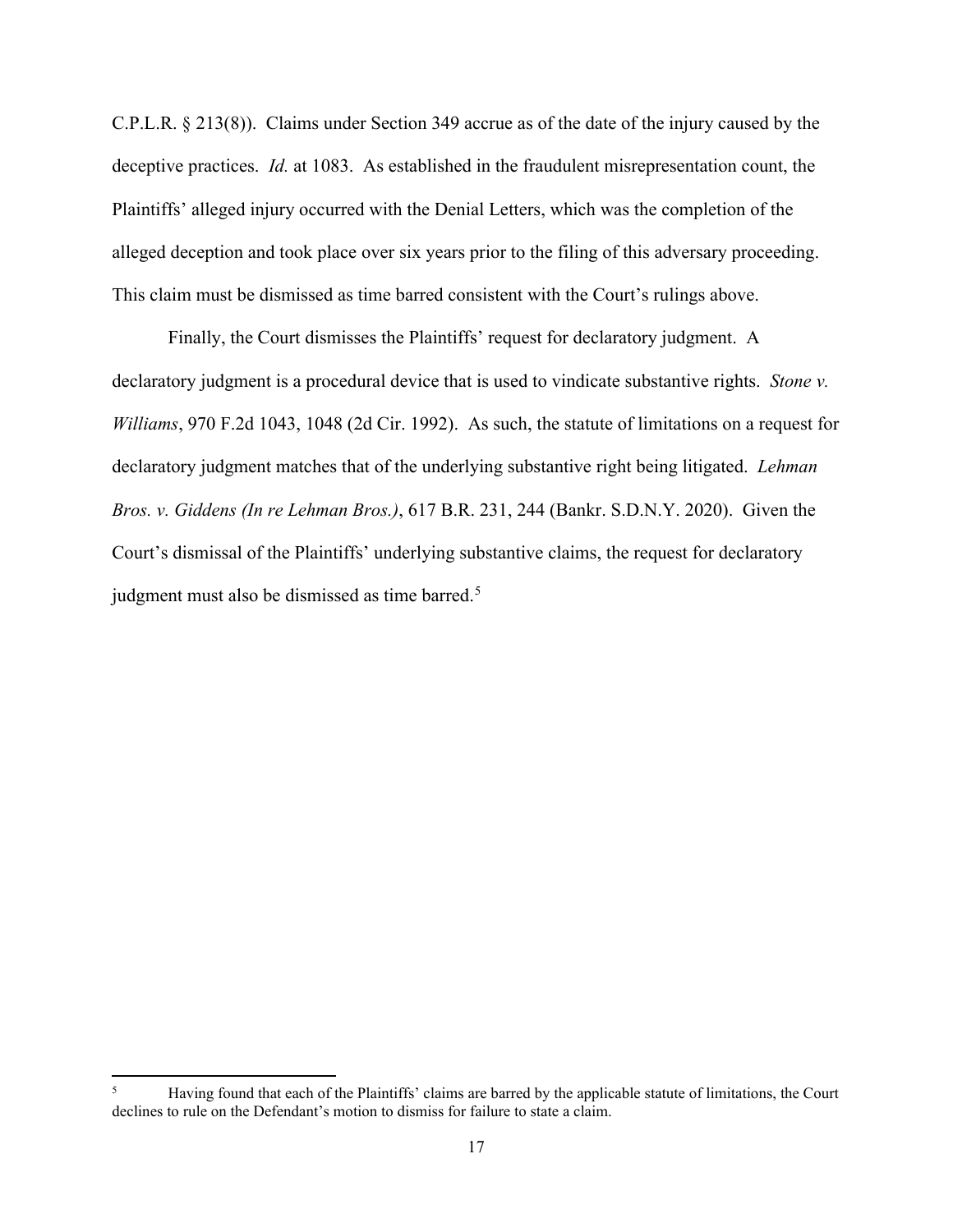C.P.L.R. § 213(8)). Claims under Section 349 accrue as of the date of the injury caused by the deceptive practices. *Id.* at 1083. As established in the fraudulent misrepresentation count, the Plaintiffs' alleged injury occurred with the Denial Letters, which was the completion of the alleged deception and took place over six years prior to the filing of this adversary proceeding. This claim must be dismissed as time barred consistent with the Court's rulings above.

Finally, the Court dismisses the Plaintiffs' request for declaratory judgment. A declaratory judgment is a procedural device that is used to vindicate substantive rights. *Stone v. Williams*, 970 F.2d 1043, 1048 (2d Cir. 1992). As such, the statute of limitations on a request for declaratory judgment matches that of the underlying substantive right being litigated. *Lehman Bros. v. Giddens (In re Lehman Bros.)*, 617 B.R. 231, 244 (Bankr. S.D.N.Y. 2020). Given the Court's dismissal of the Plaintiffs' underlying substantive claims, the request for declaratory judgment must also be dismissed as time barred.[5]

---

[5] Having found that each of the Plaintiffs' claims are barred by the applicable statute of limitations, the Court declines to rule on the Defendant's motion to dismiss for failure to state a claim.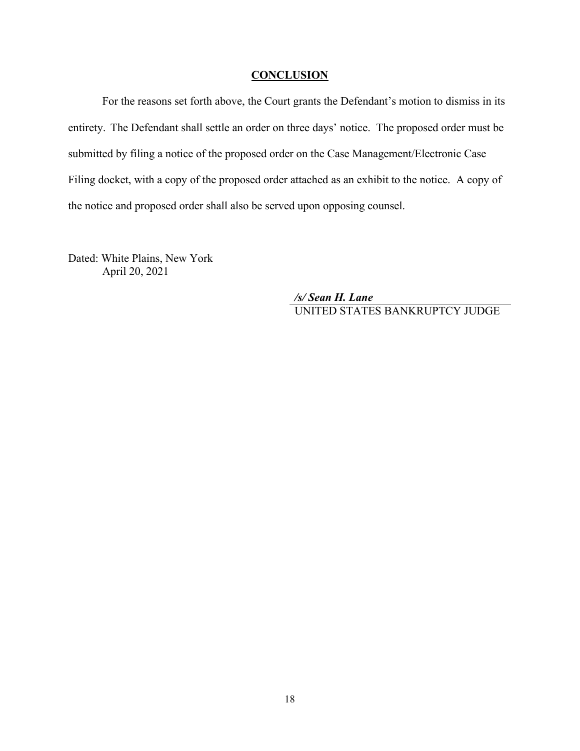## **CONCLUSION**

For the reasons set forth above, the Court grants the Defendant's motion to dismiss in its entirety. The Defendant shall settle an order on three days' notice. The proposed order must be submitted by filing a notice of the proposed order on the Case Management/Electronic Case Filing docket, with a copy of the proposed order attached as an exhibit to the notice. A copy of the notice and proposed order shall also be served upon opposing counsel.

Dated: White Plains, New York
April 20, 2021

***/s/ Sean H. Lane***
UNITED STATES BANKRUPTCY JUDGE